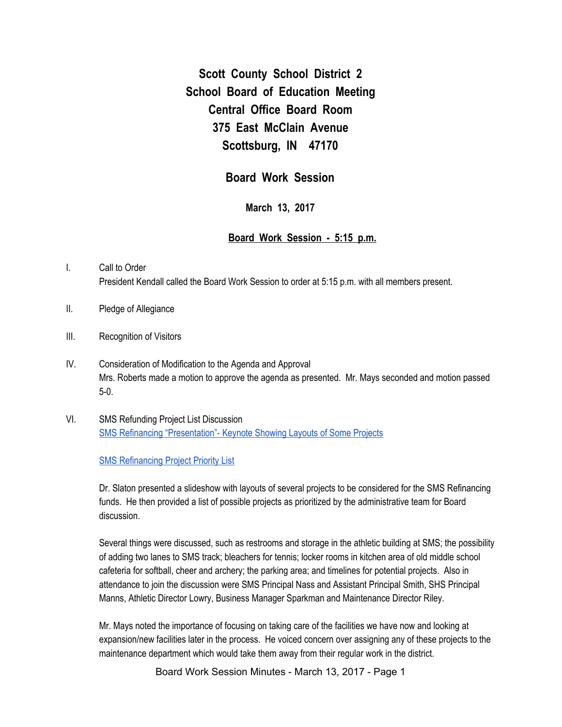# Scott County School District 2
# School Board of Education Meeting
# Central Office Board Room
# 375 East McClain Avenue
# Scottsburg, IN 47170

## Board Work Session

**March 13, 2017**

**Board Work Session - 5:15 p.m.**

I. Call to Order
President Kendall called the Board Work Session to order at 5:15 p.m. with all members present.

II. Pledge of Allegiance

III. Recognition of Visitors

IV. Consideration of Modification to the Agenda and Approval
Mrs. Roberts made a motion to approve the agenda as presented. Mr. Mays seconded and motion passed 5-0.

VI. SMS Refunding Project List Discussion
SMS Refinancing "Presentation"- Keynote Showing Layouts of Some Projects

SMS Refinancing Project Priority List

Dr. Slaton presented a slideshow with layouts of several projects to be considered for the SMS Refinancing funds. He then provided a list of possible projects as prioritized by the administrative team for Board discussion.

Several things were discussed, such as restrooms and storage in the athletic building at SMS; the possibility of adding two lanes to SMS track; bleachers for tennis; locker rooms in kitchen area of old middle school cafeteria for softball, cheer and archery; the parking area; and timelines for potential projects. Also in attendance to join the discussion were SMS Principal Nass and Assistant Principal Smith, SHS Principal Manns, Athletic Director Lowry, Business Manager Sparkman and Maintenance Director Riley.

Mr. Mays noted the importance of focusing on taking care of the facilities we have now and looking at expansion/new facilities later in the process. He voiced concern over assigning any of these projects to the maintenance department which would take them away from their regular work in the district.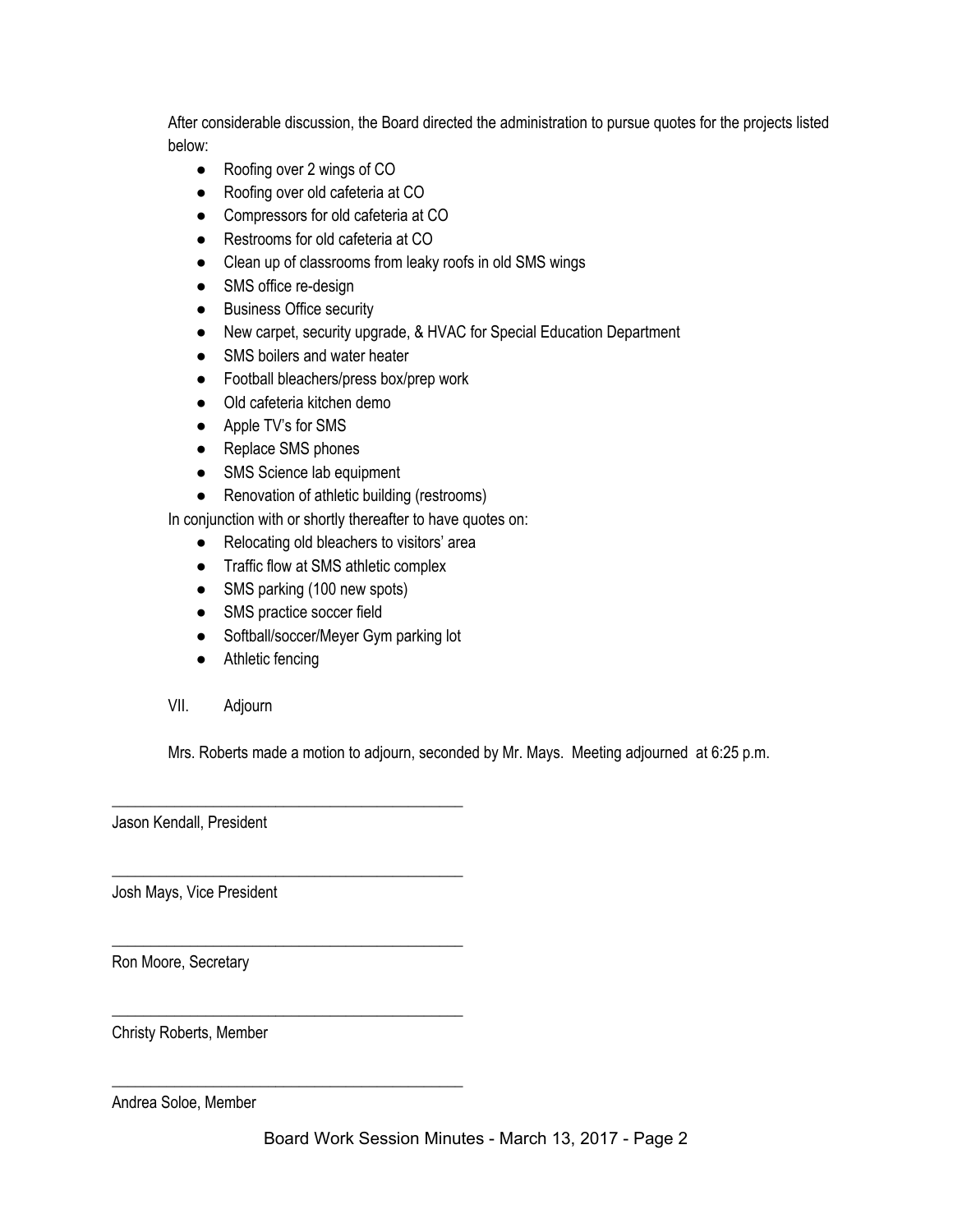After considerable discussion, the Board directed the administration to pursue quotes for the projects listed below:

- Roofing over 2 wings of CO
- Roofing over old cafeteria at CO
- Compressors for old cafeteria at CO
- Restrooms for old cafeteria at CO
- Clean up of classrooms from leaky roofs in old SMS wings
- SMS office re-design
- Business Office security
- New carpet, security upgrade, & HVAC for Special Education Department
- SMS boilers and water heater
- Football bleachers/press box/prep work
- Old cafeteria kitchen demo
- Apple TV's for SMS
- Replace SMS phones
- SMS Science lab equipment
- Renovation of athletic building (restrooms)

In conjunction with or shortly thereafter to have quotes on:

- Relocating old bleachers to visitors' area
- Traffic flow at SMS athletic complex
- SMS parking (100 new spots)
- SMS practice soccer field
- Softball/soccer/Meyer Gym parking lot
- Athletic fencing

VII. Adjourn

Mrs. Roberts made a motion to adjourn, seconded by Mr. Mays. Meeting adjourned at 6:25 p.m.

\_\_\_\_\_\_\_\_\_\_\_\_\_\_\_\_\_\_\_\_\_\_\_\_\_\_\_\_\_\_\_\_\_\_\_\_\_\_\_\_\_\_\_\_

Jason Kendall, President

\_\_\_\_\_\_\_\_\_\_\_\_\_\_\_\_\_\_\_\_\_\_\_\_\_\_\_\_\_\_\_\_\_\_\_\_\_\_\_\_\_\_\_\_

Josh Mays, Vice President

\_\_\_\_\_\_\_\_\_\_\_\_\_\_\_\_\_\_\_\_\_\_\_\_\_\_\_\_\_\_\_\_\_\_\_\_\_\_\_\_\_\_\_\_

Ron Moore, Secretary

\_\_\_\_\_\_\_\_\_\_\_\_\_\_\_\_\_\_\_\_\_\_\_\_\_\_\_\_\_\_\_\_\_\_\_\_\_\_\_\_\_\_\_\_

Christy Roberts, Member

\_\_\_\_\_\_\_\_\_\_\_\_\_\_\_\_\_\_\_\_\_\_\_\_\_\_\_\_\_\_\_\_\_\_\_\_\_\_\_\_\_\_\_\_

Andrea Soloe, Member